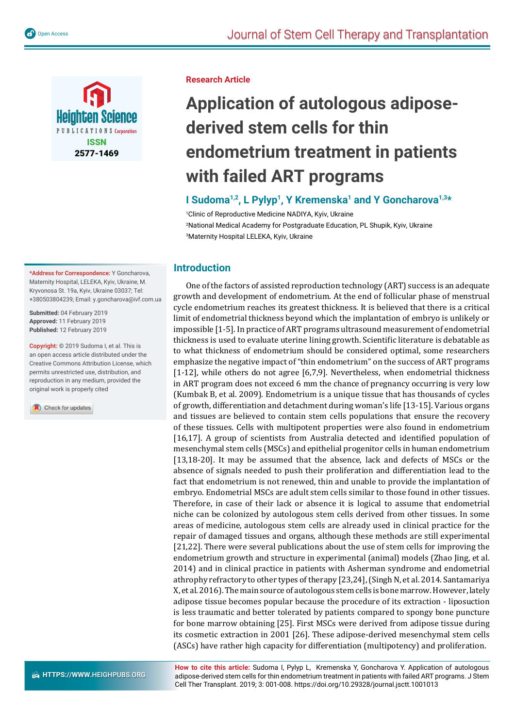Research Article

# Application of autologous adipose-derived stem cells for thin endometrium treatment in patients with failed ART programs

**I Sudoma[1,2], L Pylyp[1], Y Kremenska[1] and Y Goncharova[1,3]***

[1]Clinic of Reproductive Medicine NADIYA, Kyiv, Ukraine
[2]National Medical Academy for Postgraduate Education, PL Shupik, Kyiv, Ukraine
[3]Maternity Hospital LELEKA, Kyiv, Ukraine

**\*Address for Correspondence:** Y Goncharova, Maternity Hospital, LELEKA, Kyiv, Ukraine, M. Kryvonosa St. 19a, Kyiv, Ukraine 03037; Tel: +380503804239; Email: y.goncharova@ivf.com.ua

**Submitted:** 04 February 2019
**Approved:** 11 February 2019
**Published:** 12 February 2019

**Copyright:** © 2019 Sudoma I, et al. This is an open access article distributed under the Creative Commons Attribution License, which permits unrestricted use, distribution, and reproduction in any medium, provided the original work is properly cited

## Introduction

One of the factors of assisted reproduction technology (ART) success is an adequate growth and development of endometrium. At the end of follicular phase of menstrual cycle endometrium reaches its greatest thickness. It is believed that there is a critical limit of endometrial thickness beyond which the implantation of embryo is unlikely or impossible [1-5]. In practice of ART programs ultrasound measurement of endometrial thickness is used to evaluate uterine lining growth. Scientific literature is debatable as to what thickness of endometrium should be considered optimal, some researchers emphasize the negative impact of "thin endometrium" on the success of ART programs [1-12], while others do not agree [6,7,9]. Nevertheless, when endometrial thickness in ART program does not exceed 6 mm the chance of pregnancy occurring is very low (Kumbak B, et al. 2009). Endometrium is a unique tissue that has thousands of cycles of growth, differentiation and detachment during woman's life [13-15]. Various organs and tissues are believed to contain stem cells populations that ensure the recovery of these tissues. Cells with multipotent properties were also found in endometrium [16,17]. A group of scientists from Australia detected and identified population of mesenchymal stem cells (MSCs) and epithelial progenitor cells in human endometrium [13,18-20]. It may be assumed that the absence, lack and defects of MSCs or the absence of signals needed to push their proliferation and differentiation lead to the fact that endometrium is not renewed, thin and unable to provide the implantation of embryo. Endometrial MSCs are adult stem cells similar to those found in other tissues. Therefore, in case of their lack or absence it is logical to assume that endometrial niche can be colonized by autologous stem cells derived from other tissues. In some areas of medicine, autologous stem cells are already used in clinical practice for the repair of damaged tissues and organs, although these methods are still experimental [21,22]. There were several publications about the use of stem cells for improving the endometrium growth and structure in experimental (animal) models (Zhao Jing, et al. 2014) and in clinical practice in patients with Asherman syndrome and endometrial athrophy refractory to other types of therapy [23,24], (Singh N, et al. 2014. Santamariya X, et al. 2016). The main source of autologous stem cells is bone marrow. However, lately adipose tissue becomes popular because the procedure of its extraction - liposuction is less traumatic and better tolerated by patients compared to spongy bone puncture for bone marrow obtaining [25]. First MSCs were derived from adipose tissue during its cosmetic extraction in 2001 [26]. These adipose-derived mesenchymal stem cells (ASCs) have rather high capacity for differentiation (multipotency) and proliferation.

**How to cite this article:** Sudoma I, Pylyp L, Kremenska Y, Goncharova Y. Application of autologous adipose-derived stem cells for thin endometrium treatment in patients with failed ART programs. J Stem Cell Ther Transplant. 2019; 3: 001-008. https://doi.org/10.29328/journal.jsctt.1001013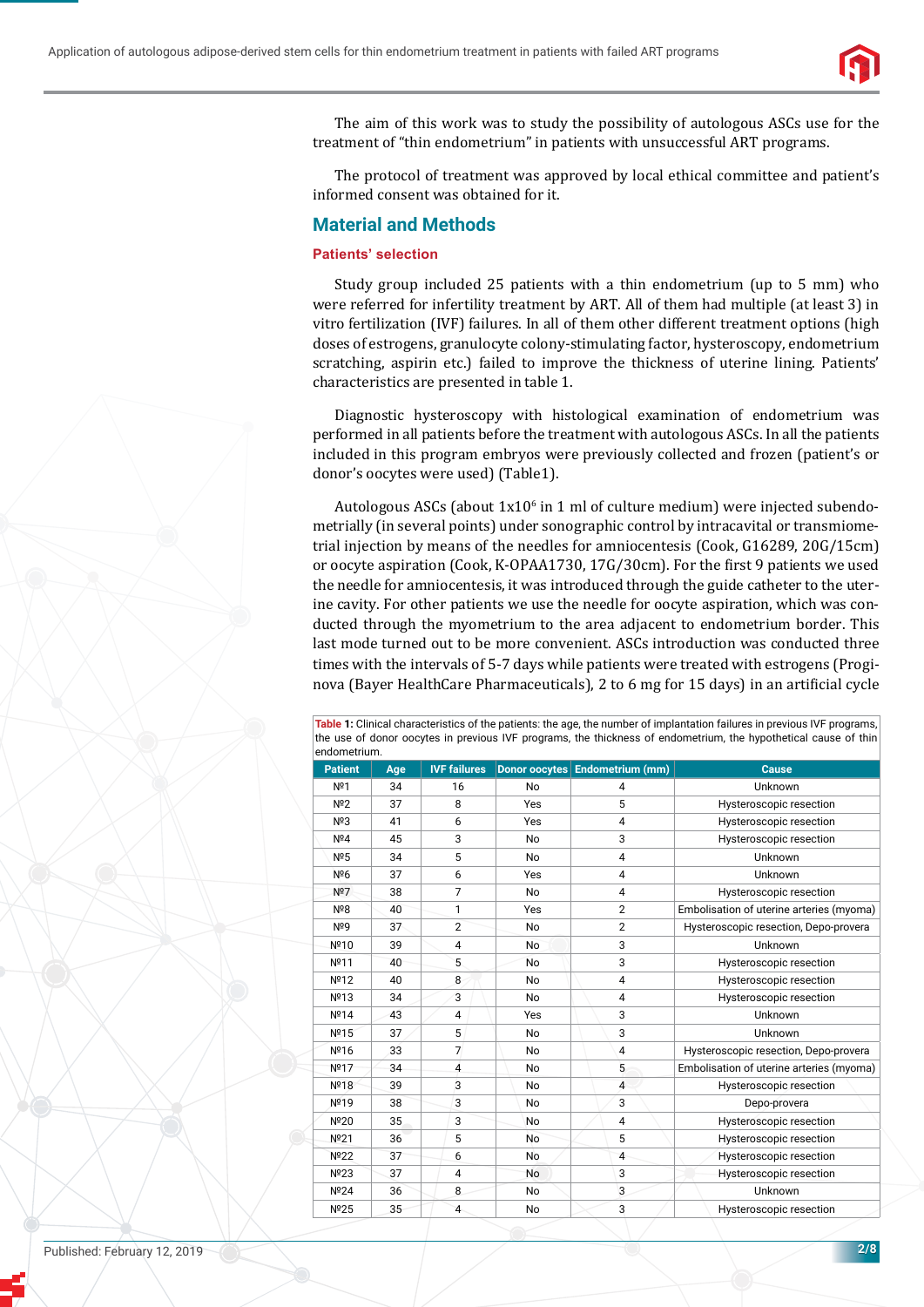The aim of this work was to study the possibility of autologous ASCs use for the treatment of "thin endometrium" in patients with unsuccessful ART programs.

The protocol of treatment was approved by local ethical committee and patient's informed consent was obtained for it.

## Material and Methods

### Patients' selection

Study group included 25 patients with a thin endometrium (up to 5 mm) who were referred for infertility treatment by ART. All of them had multiple (at least 3) in vitro fertilization (IVF) failures. In all of them other different treatment options (high doses of estrogens, granulocyte colony-stimulating factor, hysteroscopy, endometrium scratching, aspirin etc.) failed to improve the thickness of uterine lining. Patients' characteristics are presented in table 1.

Diagnostic hysteroscopy with histological examination of endometrium was performed in all patients before the treatment with autologous ASCs. In all the patients included in this program embryos were previously collected and frozen (patient's or donor's oocytes were used) (Table1).

Autologous ASCs (about $1x10^6$ in 1 ml of culture medium) were injected subendometrially (in several points) under sonographic control by intracavital or transmiometrial injection by means of the needles for amniocentesis (Cook, G16289, 20G/15cm) or oocyte aspiration (Cook, K-OPAA1730, 17G/30cm). For the first 9 patients we used the needle for amniocentesis, it was introduced through the guide catheter to the uterine cavity. For other patients we use the needle for oocyte aspiration, which was conducted through the myometrium to the area adjacent to endometrium border. This last mode turned out to be more convenient. ASCs introduction was conducted three times with the intervals of 5-7 days while patients were treated with estrogens (Proginova (Bayer HealthCare Pharmaceuticals), 2 to 6 mg for 15 days) in an artificial cycle

**Table 1:** Clinical characteristics of the patients: the age, the number of implantation failures in previous IVF programs, the use of donor oocytes in previous IVF programs, the thickness of endometrium, the hypothetical cause of thin endometrium.

| Patient | Age | IVF failures | Donor oocytes | Endometrium (mm) | Cause |
|---|---|---|---|---|---|
| №1 | 34 | 16 | No | 4 | Unknown |
| №2 | 37 | 8 | Yes | 5 | Hysteroscopic resection |
| №3 | 41 | 6 | Yes | 4 | Hysteroscopic resection |
| №4 | 45 | 3 | No | 3 | Hysteroscopic resection |
| №5 | 34 | 5 | No | 4 | Unknown |
| №6 | 37 | 6 | Yes | 4 | Unknown |
| №7 | 38 | 7 | No | 4 | Hysteroscopic resection |
| №8 | 40 | 1 | Yes | 2 | Embolisation of uterine arteries (myoma) |
| №9 | 37 | 2 | No | 2 | Hysteroscopic resection, Depo-provera |
| №10 | 39 | 4 | No | 3 | Unknown |
| №11 | 40 | 5 | No | 3 | Hysteroscopic resection |
| №12 | 40 | 8 | No | 4 | Hysteroscopic resection |
| №13 | 34 | 3 | No | 4 | Hysteroscopic resection |
| №14 | 43 | 4 | Yes | 3 | Unknown |
| №15 | 37 | 5 | No | 3 | Unknown |
| №16 | 33 | 7 | No | 4 | Hysteroscopic resection, Depo-provera |
| №17 | 34 | 4 | No | 5 | Embolisation of uterine arteries (myoma) |
| №18 | 39 | 3 | No | 4 | Hysteroscopic resection |
| №19 | 38 | 3 | No | 3 | Depo-provera |
| №20 | 35 | 3 | No | 4 | Hysteroscopic resection |
| №21 | 36 | 5 | No | 5 | Hysteroscopic resection |
| №22 | 37 | 6 | No | 4 | Hysteroscopic resection |
| №23 | 37 | 4 | No | 3 | Hysteroscopic resection |
| №24 | 36 | 8 | No | 3 | Unknown |
| №25 | 35 | 4 | No | 3 | Hysteroscopic resection |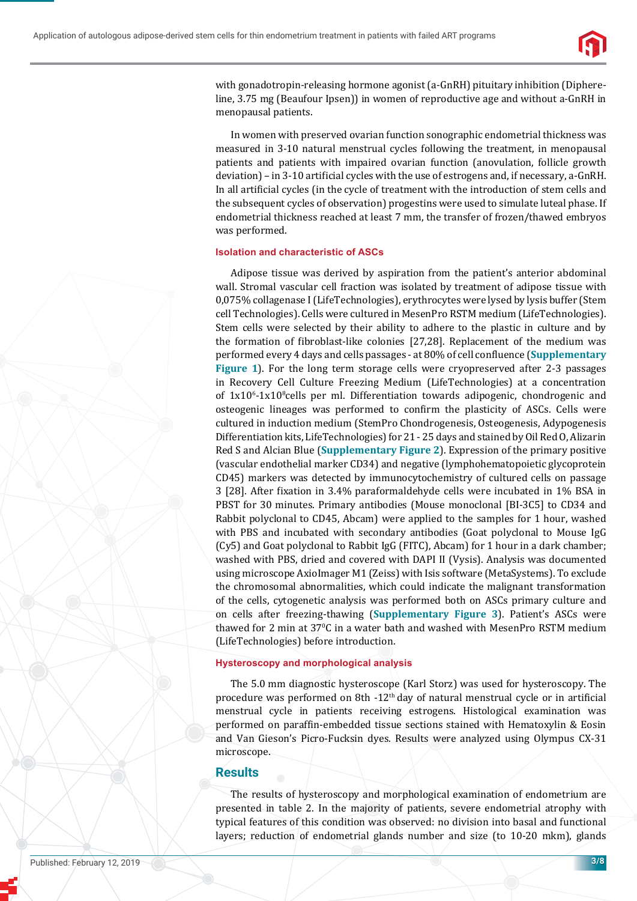with gonadotropin-releasing hormone agonist (a-GnRH) pituitary inhibition (Diphereline, 3.75 mg (Beaufour Ipsen)) in women of reproductive age and without a-GnRH in menopausal patients.

In women with preserved ovarian function sonographic endometrial thickness was measured in 3-10 natural menstrual cycles following the treatment, in menopausal patients and patients with impaired ovarian function (anovulation, follicle growth deviation) – in 3-10 artificial cycles with the use of estrogens and, if necessary, a-GnRH. In all artificial cycles (in the cycle of treatment with the introduction of stem cells and the subsequent cycles of observation) progestins were used to simulate luteal phase. If endometrial thickness reached at least 7 mm, the transfer of frozen/thawed embryos was performed.

### Isolation and characteristic of ASCs

Adipose tissue was derived by aspiration from the patient's anterior abdominal wall. Stromal vascular cell fraction was isolated by treatment of adipose tissue with 0,075% collagenase I (LifeTechnologies), erythrocytes were lysed by lysis buffer (Stem cell Technologies). Cells were cultured in MesenPro RSTM medium (LifeTechnologies). Stem cells were selected by their ability to adhere to the plastic in culture and by the formation of fibroblast-like colonies [27,28]. Replacement of the medium was performed every 4 days and cells passages - at 80% of cell confluence (**Supplementary Figure 1**). For the long term storage cells were cryopreserved after 2-3 passages in Recovery Cell Culture Freezing Medium (LifeTechnologies) at a concentration of $1x10^6$-$1x10^8$cells per ml. Differentiation towards adipogenic, chondrogenic and osteogenic lineages was performed to confirm the plasticity of ASCs. Cells were cultured in induction medium (StemPro Chondrogenesis, Osteogenesis, Adypogenesis Differentiation kits, LifeTechnologies) for 21 - 25 days and stained by Oil Red O, Alizarin Red S and Alcian Blue (**Supplementary Figure 2**). Expression of the primary positive (vascular endothelial marker CD34) and negative (lymphohematopoietic glycoprotein CD45) markers was detected by immunocytochemistry of cultured cells on passage 3 [28]. After fixation in 3.4% paraformaldehyde cells were incubated in 1% BSA in PBST for 30 minutes. Primary antibodies (Mouse monoclonal [BI-3C5] to CD34 and Rabbit polyclonal to CD45, Abcam) were applied to the samples for 1 hour, washed with PBS and incubated with secondary antibodies (Goat polyclonal to Mouse IgG (Cy5) and Goat polyclonal to Rabbit IgG (FITC), Abcam) for 1 hour in a dark chamber; washed with PBS, dried and covered with DAPI II (Vysis). Analysis was documented using microscope AxioImager M1 (Zeiss) with Isis software (MetaSystems). To exclude the chromosomal abnormalities, which could indicate the malignant transformation of the cells, cytogenetic analysis was performed both on ASCs primary culture and on cells after freezing-thawing (**Supplementary Figure 3**). Patient's ASCs were thawed for 2 min at $37^0$C in a water bath and washed with MesenPro RSTM medium (LifeTechnologies) before introduction.

### Hysteroscopy and morphological analysis

The 5.0 mm diagnostic hysteroscope (Karl Storz) was used for hysteroscopy. The procedure was performed on 8th -12th day of natural menstrual cycle or in artificial menstrual cycle in patients receiving estrogens. Histological examination was performed on paraffin-embedded tissue sections stained with Hematoxylin & Eosin and Van Gieson's Picro-Fucksin dyes. Results were analyzed using Olympus CX-31 microscope.

## Results

The results of hysteroscopy and morphological examination of endometrium are presented in table 2. In the majority of patients, severe endometrial atrophy with typical features of this condition was observed: no division into basal and functional layers; reduction of endometrial glands number and size (to 10-20 mkm), glands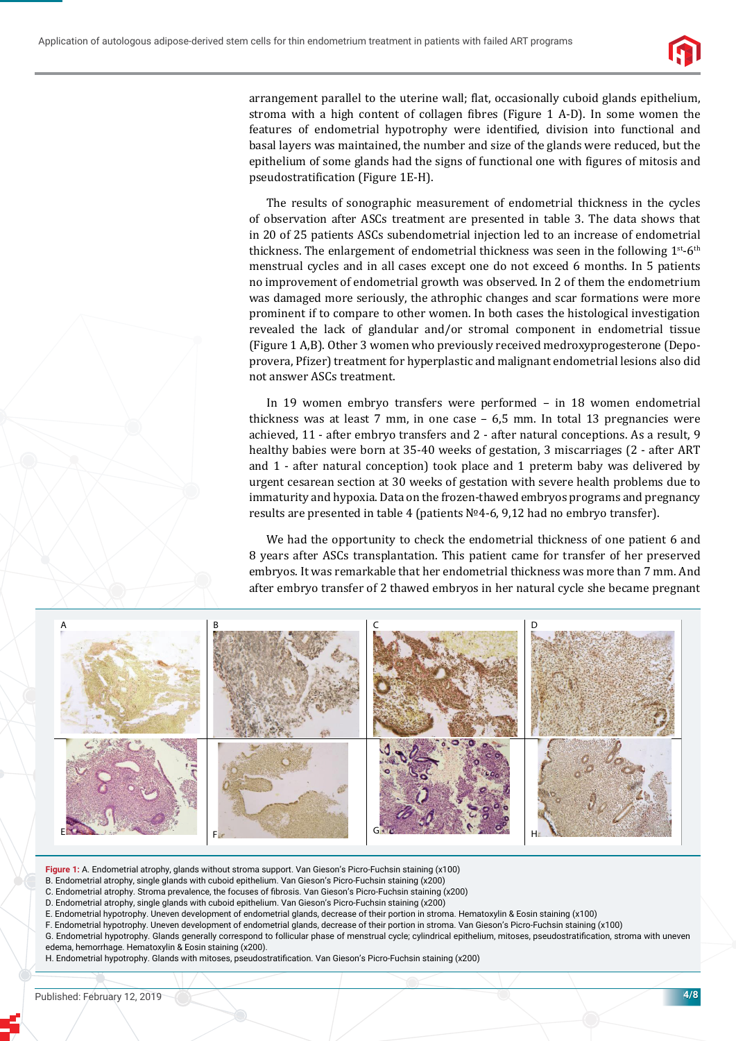arrangement parallel to the uterine wall; flat, occasionally cuboid glands epithelium, stroma with a high content of collagen fibres (Figure 1 A-D). In some women the features of endometrial hypotrophy were identified, division into functional and basal layers was maintained, the number and size of the glands were reduced, but the epithelium of some glands had the signs of functional one with figures of mitosis and pseudostratification (Figure 1E-H).

The results of sonographic measurement of endometrial thickness in the cycles of observation after ASCs treatment are presented in table 3. The data shows that in 20 of 25 patients ASCs subendometrial injection led to an increase of endometrial thickness. The enlargement of endometrial thickness was seen in the following 1st-6th menstrual cycles and in all cases except one do not exceed 6 months. In 5 patients no improvement of endometrial growth was observed. In 2 of them the endometrium was damaged more seriously, the athrophic changes and scar formations were more prominent if to compare to other women. In both cases the histological investigation revealed the lack of glandular and/or stromal component in endometrial tissue (Figure 1 A,B). Other 3 women who previously received medroxyprogesterone (Depo-provera, Pfizer) treatment for hyperplastic and malignant endometrial lesions also did not answer ASCs treatment.

In 19 women embryo transfers were performed – in 18 women endometrial thickness was at least 7 mm, in one case – 6,5 mm. In total 13 pregnancies were achieved, 11 - after embryo transfers and 2 - after natural conceptions. As a result, 9 healthy babies were born at 35-40 weeks of gestation, 3 miscarriages (2 - after ART and 1 - after natural conception) took place and 1 preterm baby was delivered by urgent cesarean section at 30 weeks of gestation with severe health problems due to immaturity and hypoxia. Data on the frozen-thawed embryos programs and pregnancy results are presented in table 4 (patients №4-6, 9,12 had no embryo transfer).

We had the opportunity to check the endometrial thickness of one patient 6 and 8 years after ASCs transplantation. This patient came for transfer of her preserved embryos. It was remarkable that her endometrial thickness was more than 7 mm. And after embryo transfer of 2 thawed embryos in her natural cycle she became pregnant

**Figure 1:** A. Endometrial atrophy, glands without stroma support. Van Gieson's Picro-Fuchsin staining (x100)
B. Endometrial atrophy, single glands with cuboid epithelium. Van Gieson's Picro-Fuchsin staining (x200)
C. Endometrial atrophy. Stroma prevalence, the focuses of fibrosis. Van Gieson's Picro-Fuchsin staining (x200)
D. Endometrial atrophy, single glands with cuboid epithelium. Van Gieson's Picro-Fuchsin staining (x200)
E. Endometrial hypotrophy. Uneven development of endometrial glands, decrease of their portion in stroma. Hematoxylin & Eosin staining (x100)
F. Endometrial hypotrophy. Uneven development of endometrial glands, decrease of their portion in stroma. Van Gieson's Picro-Fuchsin staining (x100)
G. Endometrial hypotrophy. Glands generally correspond to follicular phase of menstrual cycle; cylindrical epithelium, mitoses, pseudostratification, stroma with uneven edema, hemorrhage. Hematoxylin & Eosin staining (x200).
H. Endometrial hypotrophy. Glands with mitoses, pseudostratification. Van Gieson's Picro-Fuchsin staining (x200)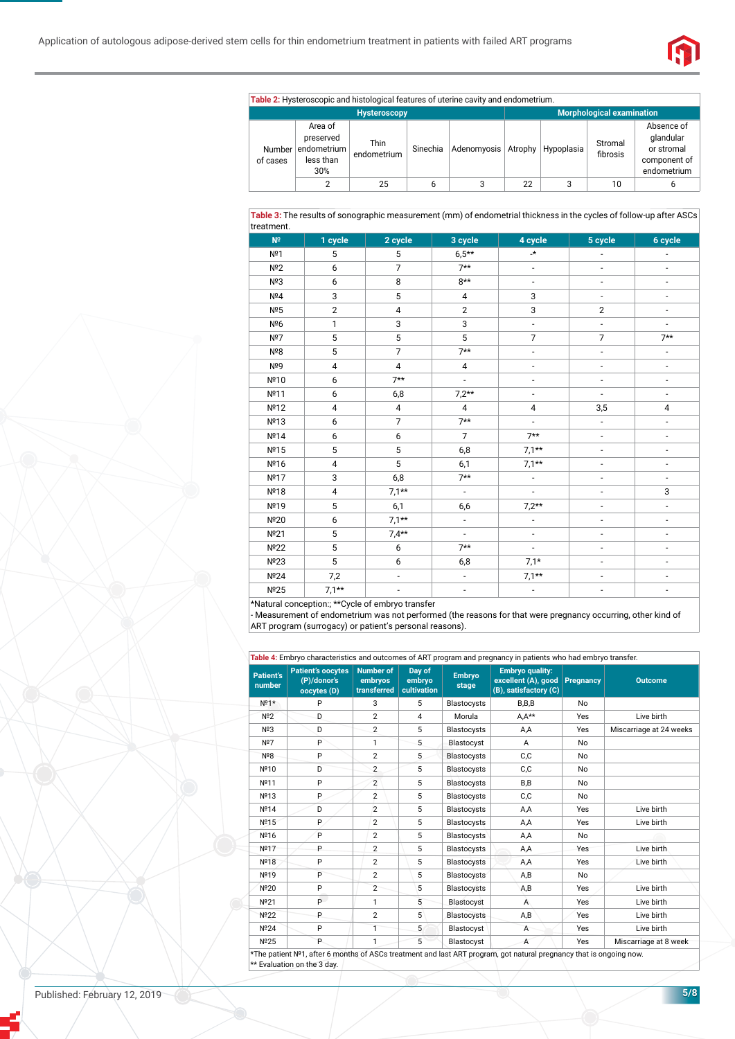**Table 2:** Hysteroscopic and histological features of uterine cavity and endometrium.

| | Hysteroscopy | | | | Morphological examination | | | |
|---|---|---|---|---|---|---|---|---|
| Number of cases | Area of preserved endometrium less than 30% | Thin endometrium | Sinechia | Adenomyosis | Atrophy | Hypoplasia | Stromal fibrosis | Absence of glandular or stromal component of endometrium |
| | 2 | 25 | 6 | 3 | 22 | 3 | 10 | 6 |

**Table 3:** The results of sonographic measurement (mm) of endometrial thickness in the cycles of follow-up after ASCs treatment.

| № | 1 cycle | 2 cycle | 3 cycle | 4 cycle | 5 cycle | 6 cycle |
|---|---|---|---|---|---|---|
| №1 | 5 | 5 | 6,5** | -* | - | - |
| №2 | 6 | 7 | 7** | - | - | - |
| №3 | 6 | 8 | 8** | - | - | - |
| №4 | 3 | 5 | 4 | 3 | - | - |
| №5 | 2 | 4 | 2 | 3 | 2 | - |
| №6 | 1 | 3 | 3 | - | - | - |
| №7 | 5 | 5 | 5 | 7 | 7 | 7** |
| №8 | 5 | 7 | 7** | - | - | - |
| №9 | 4 | 4 | 4 | - | - | - |
| №10 | 6 | 7** | - | - | - | - |
| №11 | 6 | 6,8 | 7,2** | - | - | - |
| №12 | 4 | 4 | 4 | 4 | 3,5 | 4 |
| №13 | 6 | 7 | 7** | - | - | - |
| №14 | 6 | 6 | 7 | 7** | - | - |
| №15 | 5 | 5 | 6,8 | 7,1** | - | - |
| №16 | 4 | 5 | 6,1 | 7,1** | - | - |
| №17 | 3 | 6,8 | 7** | - | - | - |
| №18 | 4 | 7,1** | - | - | - | 3 |
| №19 | 5 | 6,1 | 6,6 | 7,2** | - | - |
| №20 | 6 | 7,1** | - | - | - | - |
| №21 | 5 | 7,4** | - | - | - | - |
| №22 | 5 | 6 | 7** | - | - | - |
| №23 | 5 | 6 | 6,8 | 7,1* | - | - |
| №24 | 7,2 | - | - | 7,1** | - | - |
| №25 | 7,1** | - | - | - | - | - |

*Natural conception:; **Cycle of embryo transfer
- Measurement of endometrium was not performed (the reasons for that were pregnancy occurring, other kind of ART program (surrogacy) or patient's personal reasons).

**Table 4:** Embryo characteristics and outcomes of ART program and pregnancy in patients who had embryo transfer.

| Patient's number | Patient's oocytes (P)/donor's oocytes (D) | Number of embryos transferred | Day of embryo cultivation | Embryo stage | Embryo quality: excellent (A), good (B), satisfactory (C) | Pregnancy | Outcome |
|---|---|---|---|---|---|---|---|
| №1* | P | 3 | 5 | Blastocysts | B,B,B | No | |
| №2 | D | 2 | 4 | Morula | A,A** | Yes | Live birth |
| №3 | D | 2 | 5 | Blastocysts | A,A | Yes | Miscarriage at 24 weeks |
| №7 | P | 1 | 5 | Blastocyst | A | No | |
| №8 | P | 2 | 5 | Blastocysts | C,C | No | |
| №10 | D | 2 | 5 | Blastocysts | C,C | No | |
| №11 | P | 2 | 5 | Blastocysts | B,B | No | |
| №13 | P | 2 | 5 | Blastocysts | C,C | No | |
| №14 | D | 2 | 5 | Blastocysts | A,A | Yes | Live birth |
| №15 | P | 2 | 5 | Blastocysts | A,A | Yes | Live birth |
| №16 | P | 2 | 5 | Blastocysts | A,A | No | |
| №17 | P | 2 | 5 | Blastocysts | A,A | Yes | Live birth |
| №18 | P | 2 | 5 | Blastocysts | A,A | Yes | Live birth |
| №19 | P | 2 | 5 | Blastocysts | A,B | No | |
| №20 | P | 2 | 5 | Blastocysts | A,B | Yes | Live birth |
| №21 | P | 1 | 5 | Blastocyst | A | Yes | Live birth |
| №22 | P | 2 | 5 | Blastocysts | A,B | Yes | Live birth |
| №24 | P | 1 | 5 | Blastocyst | A | Yes | Live birth |
| №25 | P | 1 | 5 | Blastocyst | A | Yes | Miscarriage at 8 week |

*The patient №1, after 6 months of ASCs treatment and last ART program, got natural pregnancy that is ongoing now.
** Evaluation on the 3 day.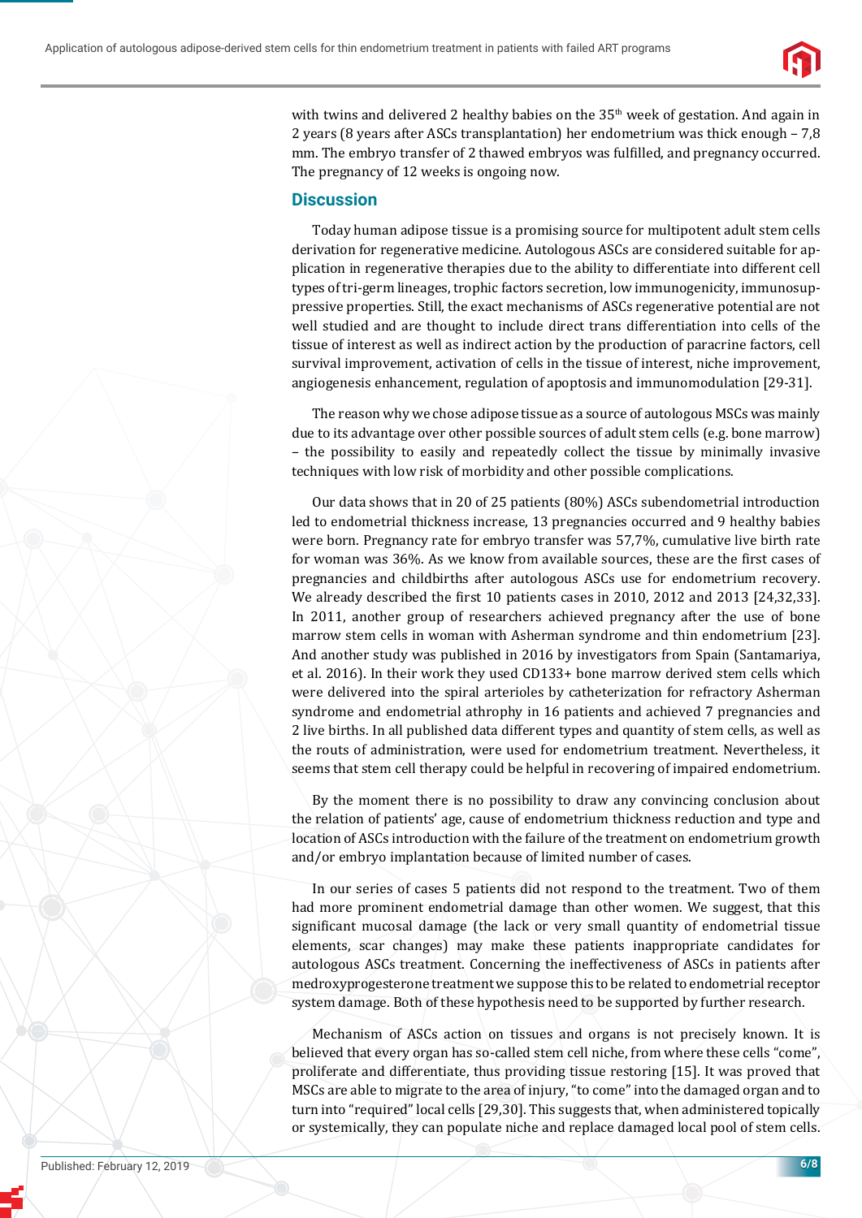with twins and delivered 2 healthy babies on the 35th week of gestation. And again in 2 years (8 years after ASCs transplantation) her endometrium was thick enough – 7,8 mm. The embryo transfer of 2 thawed embryos was fulfilled, and pregnancy occurred. The pregnancy of 12 weeks is ongoing now.

## Discussion

Today human adipose tissue is a promising source for multipotent adult stem cells derivation for regenerative medicine. Autologous ASCs are considered suitable for application in regenerative therapies due to the ability to differentiate into different cell types of tri-germ lineages, trophic factors secretion, low immunogenicity, immunosuppressive properties. Still, the exact mechanisms of ASCs regenerative potential are not well studied and are thought to include direct trans differentiation into cells of the tissue of interest as well as indirect action by the production of paracrine factors, cell survival improvement, activation of cells in the tissue of interest, niche improvement, angiogenesis enhancement, regulation of apoptosis and immunomodulation [29-31].

The reason why we chose adipose tissue as a source of autologous MSCs was mainly due to its advantage over other possible sources of adult stem cells (e.g. bone marrow) – the possibility to easily and repeatedly collect the tissue by minimally invasive techniques with low risk of morbidity and other possible complications.

Our data shows that in 20 of 25 patients (80%) ASCs subendometrial introduction led to endometrial thickness increase, 13 pregnancies occurred and 9 healthy babies were born. Pregnancy rate for embryo transfer was 57,7%, cumulative live birth rate for woman was 36%. As we know from available sources, these are the first cases of pregnancies and childbirths after autologous ASCs use for endometrium recovery. We already described the first 10 patients cases in 2010, 2012 and 2013 [24,32,33]. In 2011, another group of researchers achieved pregnancy after the use of bone marrow stem cells in woman with Asherman syndrome and thin endometrium [23]. And another study was published in 2016 by investigators from Spain (Santamariya, et al. 2016). In their work they used CD133+ bone marrow derived stem cells which were delivered into the spiral arterioles by catheterization for refractory Asherman syndrome and endometrial athrophy in 16 patients and achieved 7 pregnancies and 2 live births. In all published data different types and quantity of stem cells, as well as the routs of administration, were used for endometrium treatment. Nevertheless, it seems that stem cell therapy could be helpful in recovering of impaired endometrium.

By the moment there is no possibility to draw any convincing conclusion about the relation of patients' age, cause of endometrium thickness reduction and type and location of ASCs introduction with the failure of the treatment on endometrium growth and/or embryo implantation because of limited number of cases.

In our series of cases 5 patients did not respond to the treatment. Two of them had more prominent endometrial damage than other women. We suggest, that this significant mucosal damage (the lack or very small quantity of endometrial tissue elements, scar changes) may make these patients inappropriate candidates for autologous ASCs treatment. Concerning the ineffectiveness of ASCs in patients after medroxyprogesterone treatment we suppose this to be related to endometrial receptor system damage. Both of these hypothesis need to be supported by further research.

Mechanism of ASCs action on tissues and organs is not precisely known. It is believed that every organ has so-called stem cell niche, from where these cells "come", proliferate and differentiate, thus providing tissue restoring [15]. It was proved that MSCs are able to migrate to the area of injury, "to come" into the damaged organ and to turn into "required" local cells [29,30]. This suggests that, when administered topically or systemically, they can populate niche and replace damaged local pool of stem cells.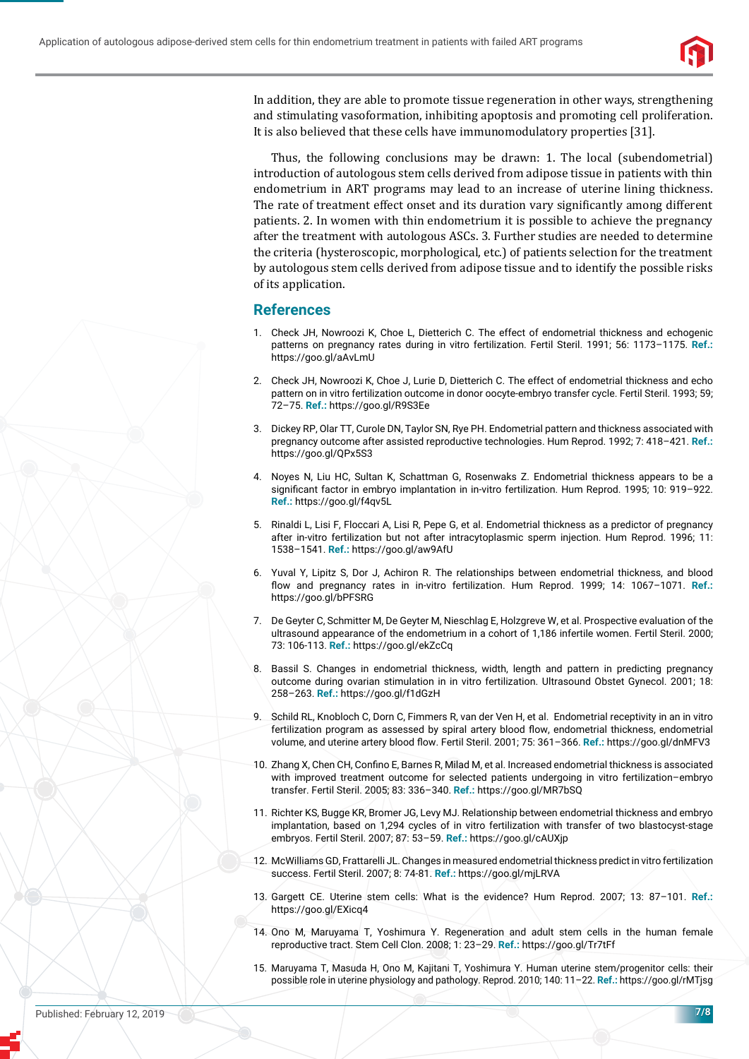In addition, they are able to promote tissue regeneration in other ways, strengthening and stimulating vasoformation, inhibiting apoptosis and promoting cell proliferation. It is also believed that these cells have immunomodulatory properties [31].

Thus, the following conclusions may be drawn: 1. The local (subendometrial) introduction of autologous stem cells derived from adipose tissue in patients with thin endometrium in ART programs may lead to an increase of uterine lining thickness. The rate of treatment effect onset and its duration vary significantly among different patients. 2. In women with thin endometrium it is possible to achieve the pregnancy after the treatment with autologous ASCs. 3. Further studies are needed to determine the criteria (hysteroscopic, morphological, etc.) of patients selection for the treatment by autologous stem cells derived from adipose tissue and to identify the possible risks of its application.

## References

1. Check JH, Nowroozi K, Choe L, Dietterich C. The effect of endometrial thickness and echogenic patterns on pregnancy rates during in vitro fertilization. Fertil Steril. 1991; 56: 1173–1175. **Ref.:** https://goo.gl/aAvLmU
2. Check JH, Nowroozi K, Choe J, Lurie D, Dietterich C. The effect of endometrial thickness and echo pattern on in vitro fertilization outcome in donor oocyte-embryo transfer cycle. Fertil Steril. 1993; 59; 72–75. **Ref.:** https://goo.gl/R9S3Ee
3. Dickey RP, Olar TT, Curole DN, Taylor SN, Rye PH. Endometrial pattern and thickness associated with pregnancy outcome after assisted reproductive technologies. Hum Reprod. 1992; 7: 418–421. **Ref.:** https://goo.gl/QPx5S3
4. Noyes N, Liu HC, Sultan K, Schattman G, Rosenwaks Z. Endometrial thickness appears to be a significant factor in embryo implantation in in-vitro fertilization. Hum Reprod. 1995; 10: 919–922. **Ref.:** https://goo.gl/f4qv5L
5. Rinaldi L, Lisi F, Floccari A, Lisi R, Pepe G, et al. Endometrial thickness as a predictor of pregnancy after in-vitro fertilization but not after intracytoplasmic sperm injection. Hum Reprod. 1996; 11: 1538–1541. **Ref.:** https://goo.gl/aw9AfU
6. Yuval Y, Lipitz S, Dor J, Achiron R. The relationships between endometrial thickness, and blood flow and pregnancy rates in in-vitro fertilization. Hum Reprod. 1999; 14: 1067–1071. **Ref.:** https://goo.gl/bPFSRG
7. De Geyter C, Schmitter M, De Geyter M, Nieschlag E, Holzgreve W, et al. Prospective evaluation of the ultrasound appearance of the endometrium in a cohort of 1,186 infertile women. Fertil Steril. 2000; 73: 106-113. **Ref.:** https://goo.gl/ekZcCq
8. Bassil S. Changes in endometrial thickness, width, length and pattern in predicting pregnancy outcome during ovarian stimulation in in vitro fertilization. Ultrasound Obstet Gynecol. 2001; 18: 258–263. **Ref.:** https://goo.gl/f1dGzH
9. Schild RL, Knobloch C, Dorn C, Fimmers R, van der Ven H, et al. Endometrial receptivity in an in vitro fertilization program as assessed by spiral artery blood flow, endometrial thickness, endometrial volume, and uterine artery blood flow. Fertil Steril. 2001; 75: 361–366. **Ref.:** https://goo.gl/dnMFV3
10. Zhang X, Chen CH, Confino E, Barnes R, Milad M, et al. Increased endometrial thickness is associated with improved treatment outcome for selected patients undergoing in vitro fertilization–embryo transfer. Fertil Steril. 2005; 83: 336–340. **Ref.:** https://goo.gl/MR7bSQ
11. Richter KS, Bugge KR, Bromer JG, Levy MJ. Relationship between endometrial thickness and embryo implantation, based on 1,294 cycles of in vitro fertilization with transfer of two blastocyst-stage embryos. Fertil Steril. 2007; 87: 53–59. **Ref.:** https://goo.gl/cAUXjp
12. McWilliams GD, Frattarelli JL. Changes in measured endometrial thickness predict in vitro fertilization success. Fertil Steril. 2007; 8: 74-81. **Ref.:** https://goo.gl/mjLRVA
13. Gargett CE. Uterine stem cells: What is the evidence? Hum Reprod. 2007; 13: 87–101. **Ref.:** https://goo.gl/EXicq4
14. Ono M, Maruyama T, Yoshimura Y. Regeneration and adult stem cells in the human female reproductive tract. Stem Cell Clon. 2008; 1: 23–29. **Ref.:** https://goo.gl/Tr7tFf
15. Maruyama T, Masuda H, Ono M, Kajitani T, Yoshimura Y. Human uterine stem/progenitor cells: their possible role in uterine physiology and pathology. Reprod. 2010; 140: 11–22. **Ref.:** https://goo.gl/rMTjsg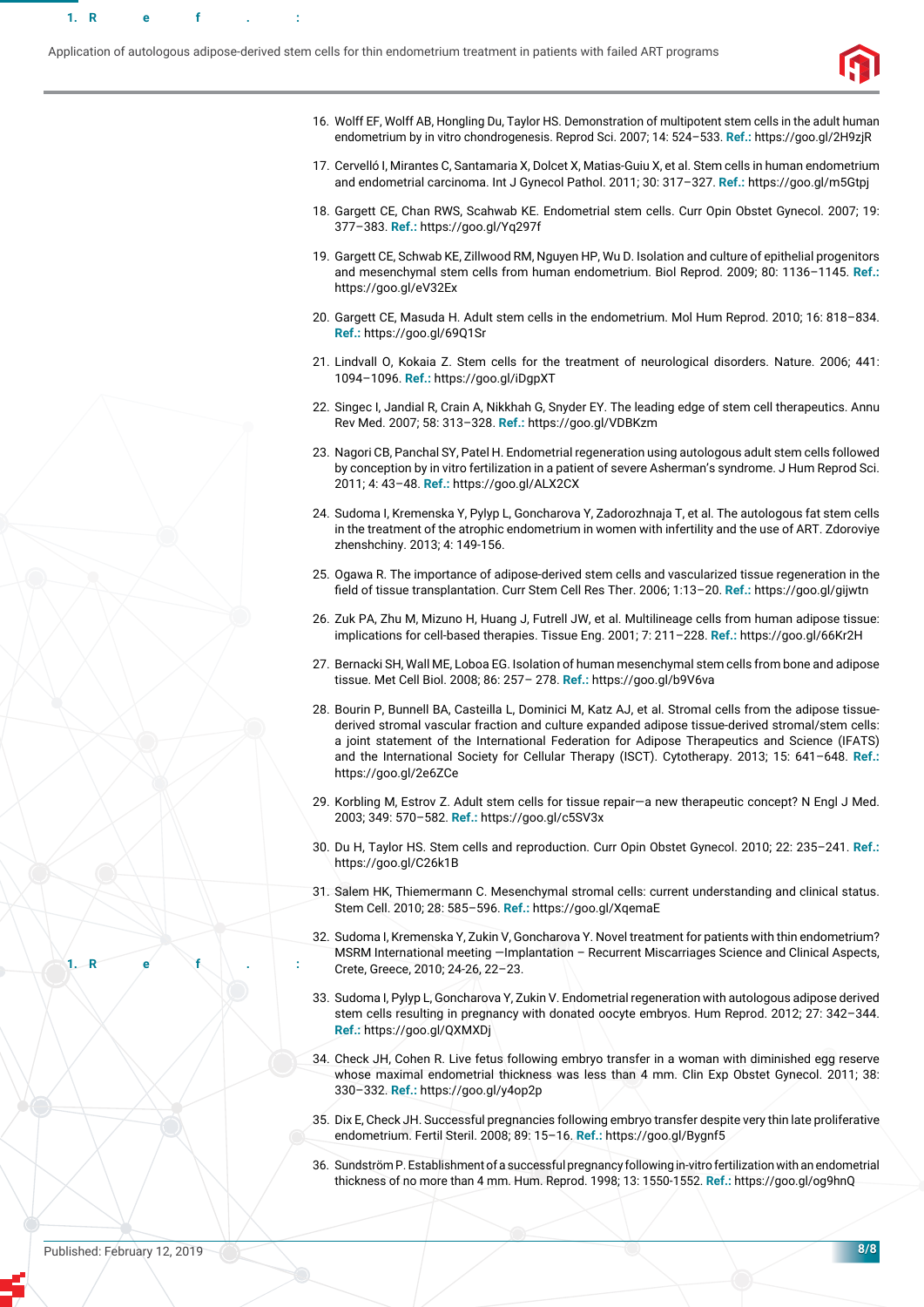16. Wolff EF, Wolff AB, Hongling Du, Taylor HS. Demonstration of multipotent stem cells in the adult human endometrium by in vitro chondrogenesis. Reprod Sci. 2007; 14: 524–533. **Ref.:** https://goo.gl/2H9zjR

17. Cervelló I, Mirantes C, Santamaria X, Dolcet X, Matias-Guiu X, et al. Stem cells in human endometrium and endometrial carcinoma. Int J Gynecol Pathol. 2011; 30: 317–327. **Ref.:** https://goo.gl/m5Gtpj

18. Gargett CE, Chan RWS, Scahwab KE. Endometrial stem cells. Curr Opin Obstet Gynecol. 2007; 19: 377–383. **Ref.:** https://goo.gl/Yq297f

19. Gargett CE, Schwab KE, Zillwood RM, Nguyen HP, Wu D. Isolation and culture of epithelial progenitors and mesenchymal stem cells from human endometrium. Biol Reprod. 2009; 80: 1136–1145. **Ref.:** https://goo.gl/eV32Ex

20. Gargett CE, Masuda H. Adult stem cells in the endometrium. Mol Hum Reprod. 2010; 16: 818–834. **Ref.:** https://goo.gl/69Q1Sr

21. Lindvall O, Kokaia Z. Stem cells for the treatment of neurological disorders. Nature. 2006; 441: 1094–1096. **Ref.:** https://goo.gl/iDgpXT

22. Singec I, Jandial R, Crain A, Nikkhah G, Snyder EY. The leading edge of stem cell therapeutics. Annu Rev Med. 2007; 58: 313–328. **Ref.:** https://goo.gl/VDBKzm

23. Nagori CB, Panchal SY, Patel H. Endometrial regeneration using autologous adult stem cells followed by conception by in vitro fertilization in a patient of severe Asherman's syndrome. J Hum Reprod Sci. 2011; 4: 43–48. **Ref.:** https://goo.gl/ALX2CX

24. Sudoma I, Kremenska Y, Pylyp L, Goncharova Y, Zadorozhnaja T, et al. The autologous fat stem cells in the treatment of the atrophic endometrium in women with infertility and the use of ART. Zdoroviye zhenshchiny. 2013; 4: 149-156.

25. Ogawa R. The importance of adipose-derived stem cells and vascularized tissue regeneration in the field of tissue transplantation. Curr Stem Cell Res Ther. 2006; 1:13–20. **Ref.:** https://goo.gl/gijwtn

26. Zuk PA, Zhu M, Mizuno H, Huang J, Futrell JW, et al. Multilineage cells from human adipose tissue: implications for cell-based therapies. Tissue Eng. 2001; 7: 211–228. **Ref.:** https://goo.gl/66Kr2H

27. Bernacki SH, Wall ME, Loboa EG. Isolation of human mesenchymal stem cells from bone and adipose tissue. Met Cell Biol. 2008; 86: 257– 278. **Ref.:** https://goo.gl/b9V6va

28. Bourin P, Bunnell BA, Casteilla L, Dominici M, Katz AJ, et al. Stromal cells from the adipose tissue-derived stromal vascular fraction and culture expanded adipose tissue-derived stromal/stem cells: a joint statement of the International Federation for Adipose Therapeutics and Science (IFATS) and the International Society for Cellular Therapy (ISCT). Cytotherapy. 2013; 15: 641–648. **Ref.:** https://goo.gl/2e6ZCe

29. Korbling M, Estrov Z. Adult stem cells for tissue repair—a new therapeutic concept? N Engl J Med. 2003; 349: 570–582. **Ref.:** https://goo.gl/c5SV3x

30. Du H, Taylor HS. Stem cells and reproduction. Curr Opin Obstet Gynecol. 2010; 22: 235–241. **Ref.:** https://goo.gl/C26k1B

31. Salem HK, Thiemermann C. Mesenchymal stromal cells: current understanding and clinical status. Stem Cell. 2010; 28: 585–596. **Ref.:** https://goo.gl/XqemaE

32. Sudoma I, Kremenska Y, Zukin V, Goncharova Y. Novel treatment for patients with thin endometrium? MSRM International meeting —Implantation – Recurrent Miscarriages Science and Clinical Aspects, Crete, Greece, 2010; 24-26, 22–23.

33. Sudoma I, Pylyp L, Goncharova Y, Zukin V. Endometrial regeneration with autologous adipose derived stem cells resulting in pregnancy with donated oocyte embryos. Hum Reprod. 2012; 27: 342–344. **Ref.:** https://goo.gl/QXMXDj

34. Check JH, Cohen R. Live fetus following embryo transfer in a woman with diminished egg reserve whose maximal endometrial thickness was less than 4 mm. Clin Exp Obstet Gynecol. 2011; 38: 330–332. **Ref.:** https://goo.gl/y4op2p

35. Dix E, Check JH. Successful pregnancies following embryo transfer despite very thin late proliferative endometrium. Fertil Steril. 2008; 89: 15–16. **Ref.:** https://goo.gl/Bygnf5

36. Sundström P. Establishment of a successful pregnancy following in-vitro fertilization with an endometrial thickness of no more than 4 mm. Hum. Reprod. 1998; 13: 1550-1552. **Ref.:** https://goo.gl/og9hnQ